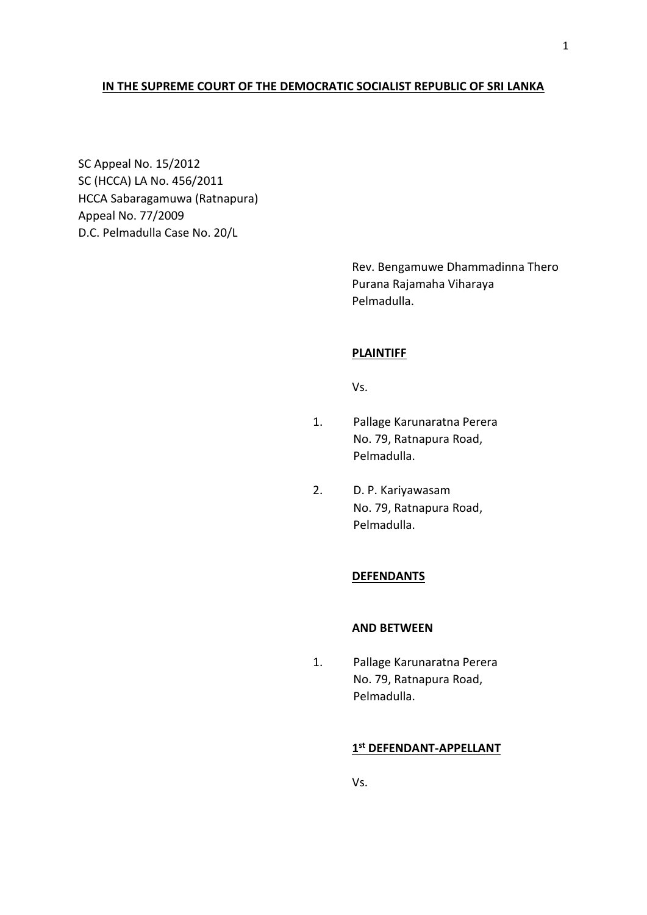**<u>IN THE SUPREME COURT OF THE DEMOCRATIC SOCIALIST REPUBLIC OF SRI LANKA</u>**

SC Appeal No. 15/2012
SC (HCCA) LA No. 456/2011
HCCA Sabaragamuwa (Ratnapura)
Appeal No. 77/2009
D.C. Pelmadulla Case No. 20/L

Rev. Bengamuwe Dhammadinna Thero
Purana Rajamaha Viharaya
Pelmadulla.

**<u>PLAINTIFF</u>**

Vs.

1. Pallage Karunaratna Perera
   No. 79, Ratnapura Road,
   Pelmadulla.

2. D. P. Kariyawasam
   No. 79, Ratnapura Road,
   Pelmadulla.

**<u>DEFENDANTS</u>**

**AND BETWEEN**

1. Pallage Karunaratna Perera
   No. 79, Ratnapura Road,
   Pelmadulla.

**<u>1st DEFENDANT-APPELLANT</u>**

Vs.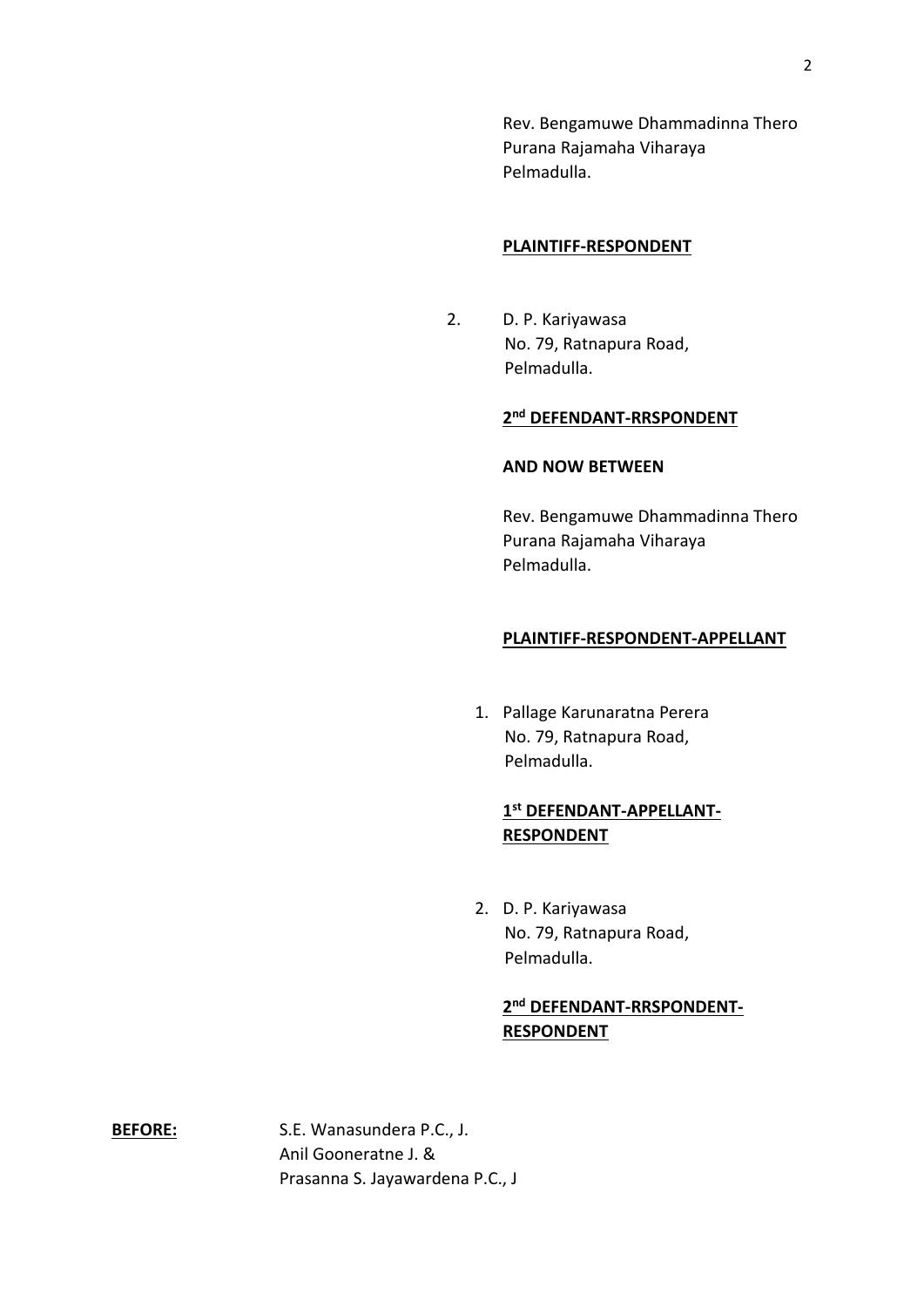Rev. Bengamuwe Dhammadinna Thero
Purana Rajamaha Viharaya
Pelmadulla.

**PLAINTIFF-RESPONDENT**

2. D. P. Kariyawasa
   No. 79, Ratnapura Road,
   Pelmadulla.

**2nd DEFENDANT-RRSPONDENT**

**AND NOW BETWEEN**

Rev. Bengamuwe Dhammadinna Thero
Purana Rajamaha Viharaya
Pelmadulla.

**PLAINTIFF-RESPONDENT-APPELLANT**

1. Pallage Karunaratna Perera
   No. 79, Ratnapura Road,
   Pelmadulla.

**1st DEFENDANT-APPELLANT-RESPONDENT**

2. D. P. Kariyawasa
   No. 79, Ratnapura Road,
   Pelmadulla.

**2nd DEFENDANT-RRSPONDENT-RESPONDENT**

**BEFORE:** S.E. Wanasundera P.C., J.
Anil Gooneratne J. &
Prasanna S. Jayawardena P.C., J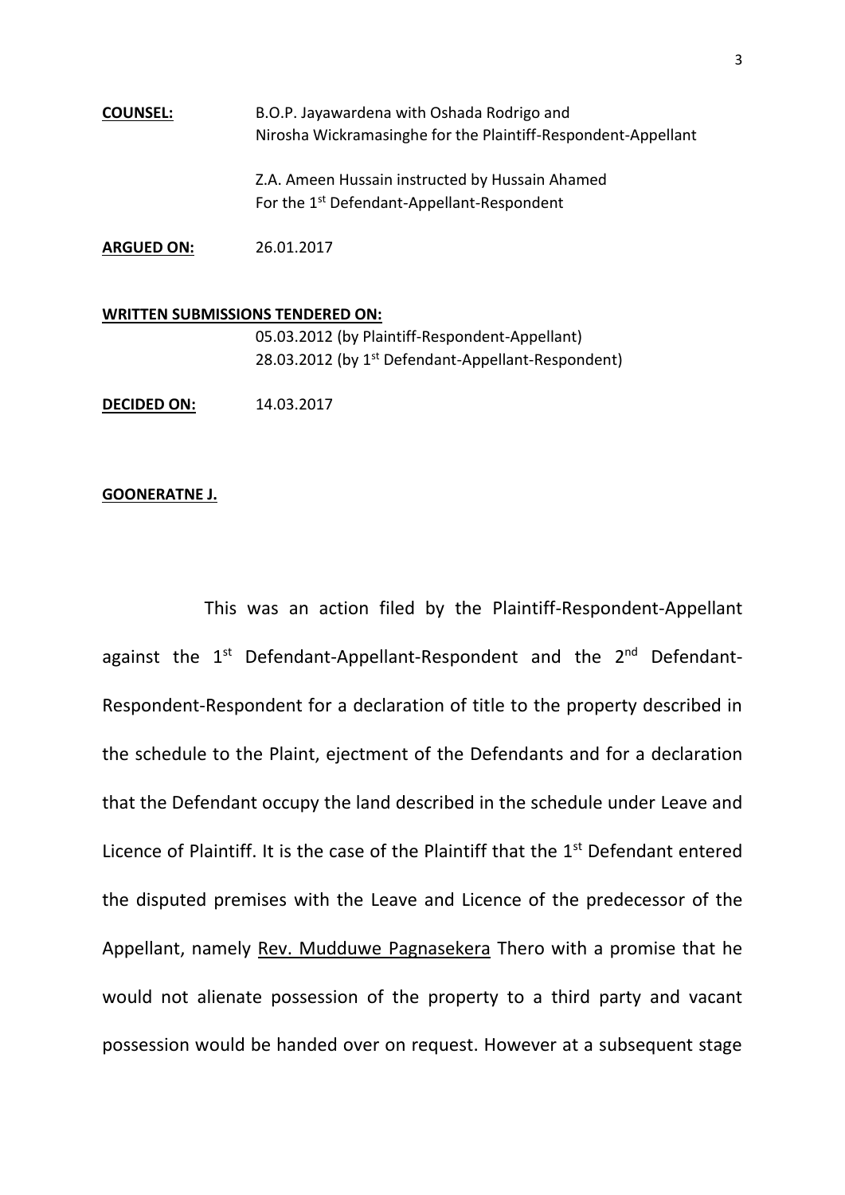**COUNSEL:** B.O.P. Jayawardena with Oshada Rodrigo and Nirosha Wickramasinghe for the Plaintiff-Respondent-Appellant

Z.A. Ameen Hussain instructed by Hussain Ahamed For the 1st Defendant-Appellant-Respondent

**ARGUED ON:** 26.01.2017

**WRITTEN SUBMISSIONS TENDERED ON:**

05.03.2012 (by Plaintiff-Respondent-Appellant)

28.03.2012 (by 1st Defendant-Appellant-Respondent)

**DECIDED ON:** 14.03.2017

**GOONERATNE J.**

This was an action filed by the Plaintiff-Respondent-Appellant against the 1st Defendant-Appellant-Respondent and the 2nd Defendant-Respondent-Respondent for a declaration of title to the property described in the schedule to the Plaint, ejectment of the Defendants and for a declaration that the Defendant occupy the land described in the schedule under Leave and Licence of Plaintiff. It is the case of the Plaintiff that the 1st Defendant entered the disputed premises with the Leave and Licence of the predecessor of the Appellant, namely Rev. Mudduwe Pagnasekera Thero with a promise that he would not alienate possession of the property to a third party and vacant possession would be handed over on request. However at a subsequent stage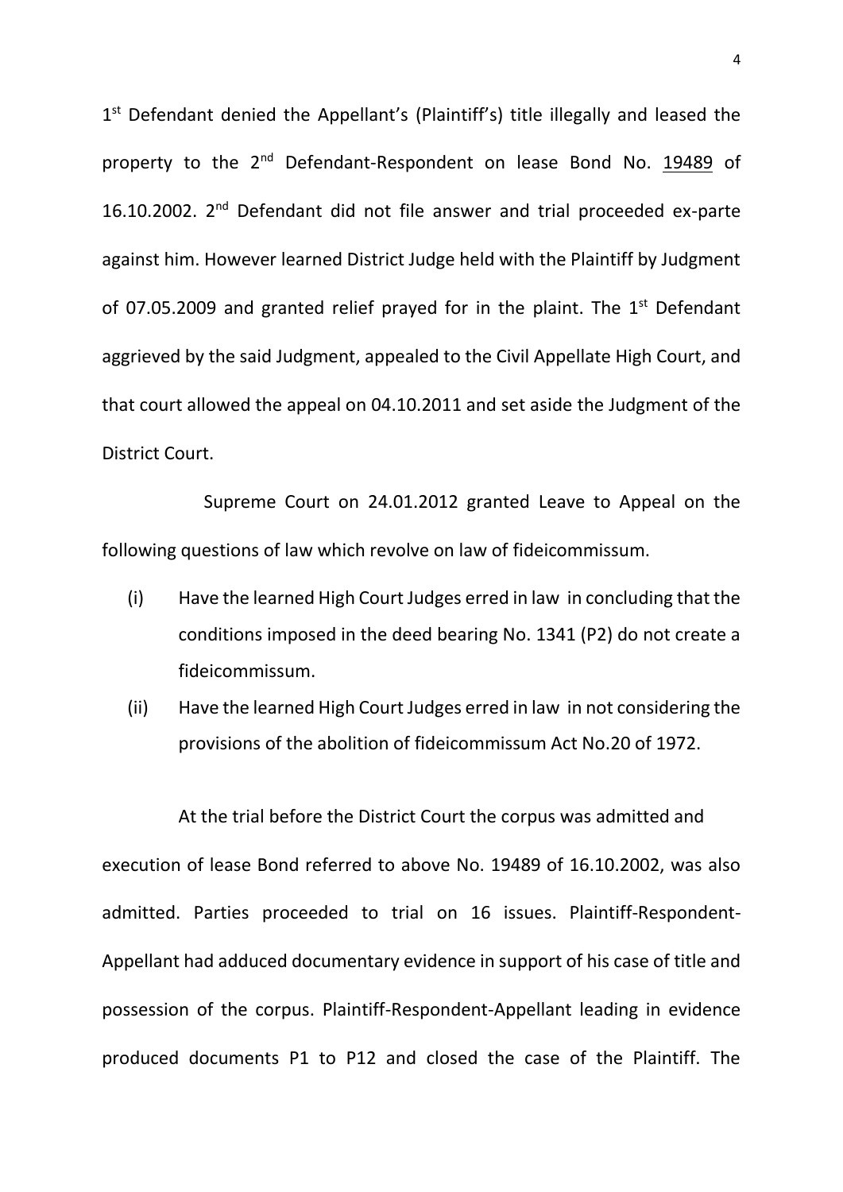1st Defendant denied the Appellant's (Plaintiff's) title illegally and leased the property to the 2nd Defendant-Respondent on lease Bond No. 19489 of 16.10.2002. 2nd Defendant did not file answer and trial proceeded ex-parte against him. However learned District Judge held with the Plaintiff by Judgment of 07.05.2009 and granted relief prayed for in the plaint. The 1st Defendant aggrieved by the said Judgment, appealed to the Civil Appellate High Court, and that court allowed the appeal on 04.10.2011 and set aside the Judgment of the District Court.

Supreme Court on 24.01.2012 granted Leave to Appeal on the following questions of law which revolve on law of fideicommissum.

(i) Have the learned High Court Judges erred in law in concluding that the conditions imposed in the deed bearing No. 1341 (P2) do not create a fideicommissum.

(ii) Have the learned High Court Judges erred in law in not considering the provisions of the abolition of fideicommissum Act No.20 of 1972.

At the trial before the District Court the corpus was admitted and execution of lease Bond referred to above No. 19489 of 16.10.2002, was also admitted. Parties proceeded to trial on 16 issues. Plaintiff-Respondent-Appellant had adduced documentary evidence in support of his case of title and possession of the corpus. Plaintiff-Respondent-Appellant leading in evidence produced documents P1 to P12 and closed the case of the Plaintiff. The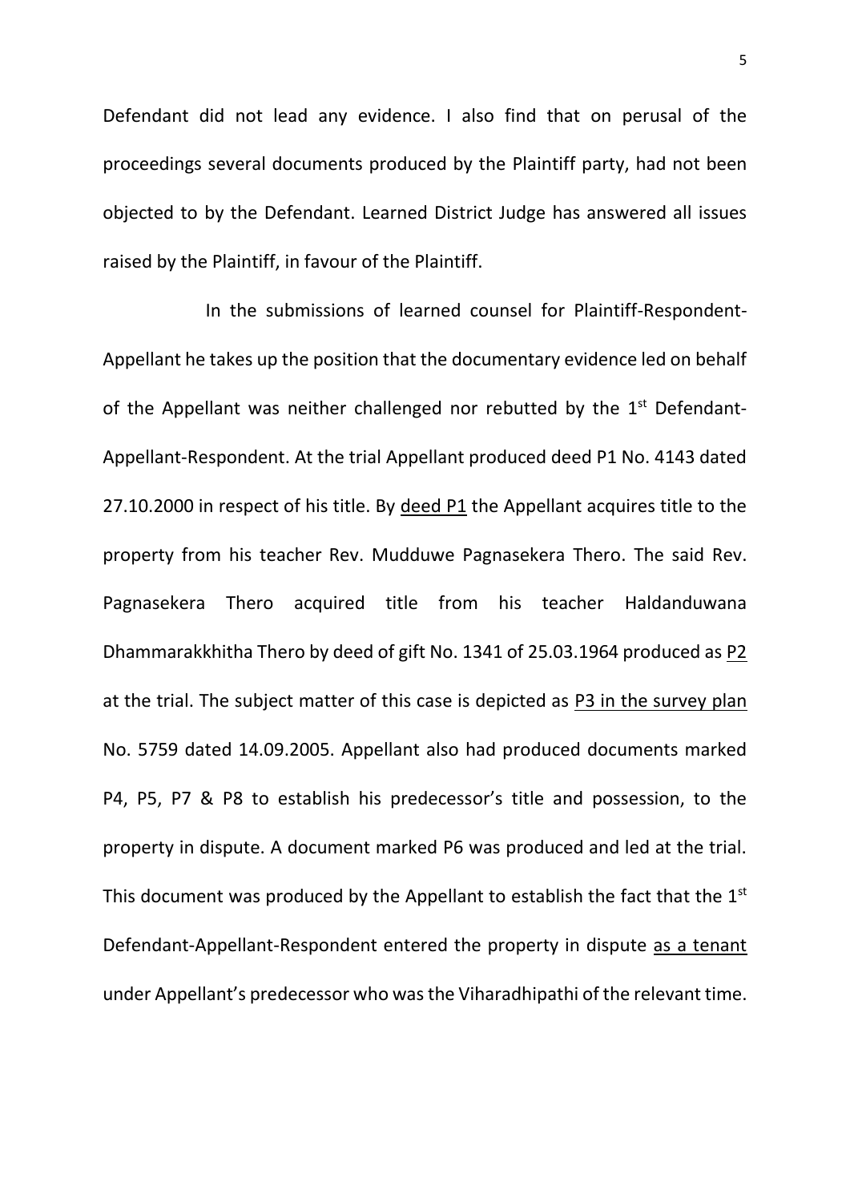Defendant did not lead any evidence. I also find that on perusal of the proceedings several documents produced by the Plaintiff party, had not been objected to by the Defendant. Learned District Judge has answered all issues raised by the Plaintiff, in favour of the Plaintiff.

In the submissions of learned counsel for Plaintiff-Respondent-Appellant he takes up the position that the documentary evidence led on behalf of the Appellant was neither challenged nor rebutted by the 1st Defendant-Appellant-Respondent. At the trial Appellant produced deed P1 No. 4143 dated 27.10.2000 in respect of his title. By deed P1 the Appellant acquires title to the property from his teacher Rev. Mudduwe Pagnasekera Thero. The said Rev. Pagnasekera Thero acquired title from his teacher Haldanduwana Dhammarakkhitha Thero by deed of gift No. 1341 of 25.03.1964 produced as P2 at the trial. The subject matter of this case is depicted as P3 in the survey plan No. 5759 dated 14.09.2005. Appellant also had produced documents marked P4, P5, P7 & P8 to establish his predecessor's title and possession, to the property in dispute. A document marked P6 was produced and led at the trial. This document was produced by the Appellant to establish the fact that the 1st Defendant-Appellant-Respondent entered the property in dispute as a tenant under Appellant's predecessor who was the Viharadhipathi of the relevant time.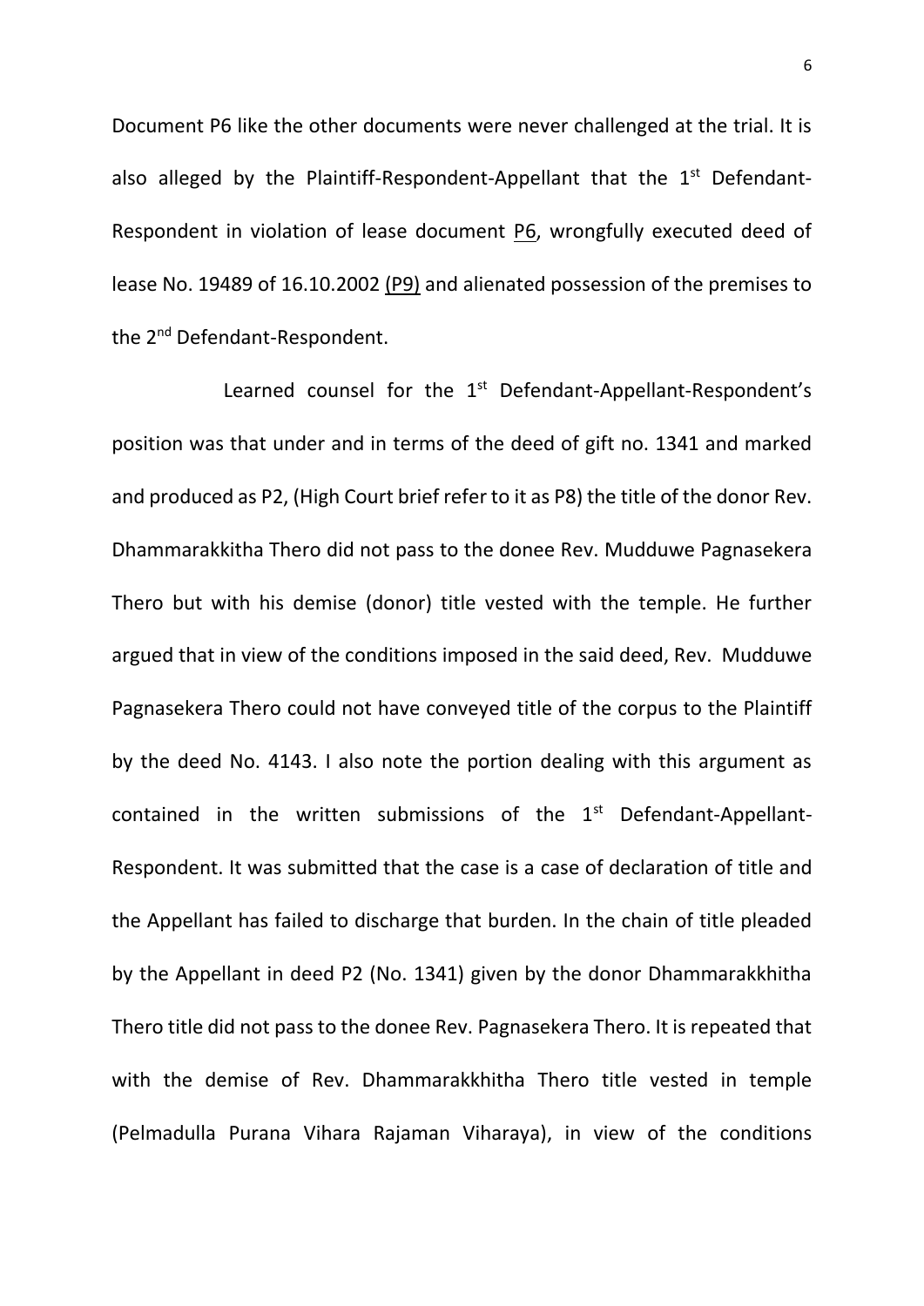Document P6 like the other documents were never challenged at the trial. It is also alleged by the Plaintiff-Respondent-Appellant that the 1st Defendant-Respondent in violation of lease document P6, wrongfully executed deed of lease No. 19489 of 16.10.2002 (P9) and alienated possession of the premises to the 2nd Defendant-Respondent.

Learned counsel for the 1st Defendant-Appellant-Respondent's position was that under and in terms of the deed of gift no. 1341 and marked and produced as P2, (High Court brief refer to it as P8) the title of the donor Rev. Dhammarakkitha Thero did not pass to the donee Rev. Mudduwe Pagnasekera Thero but with his demise (donor) title vested with the temple. He further argued that in view of the conditions imposed in the said deed, Rev. Mudduwe Pagnasekera Thero could not have conveyed title of the corpus to the Plaintiff by the deed No. 4143. I also note the portion dealing with this argument as contained in the written submissions of the 1st Defendant-Appellant-Respondent. It was submitted that the case is a case of declaration of title and the Appellant has failed to discharge that burden. In the chain of title pleaded by the Appellant in deed P2 (No. 1341) given by the donor Dhammarakkhitha Thero title did not pass to the donee Rev. Pagnasekera Thero. It is repeated that with the demise of Rev. Dhammarakkhitha Thero title vested in temple (Pelmadulla Purana Vihara Rajaman Viharaya), in view of the conditions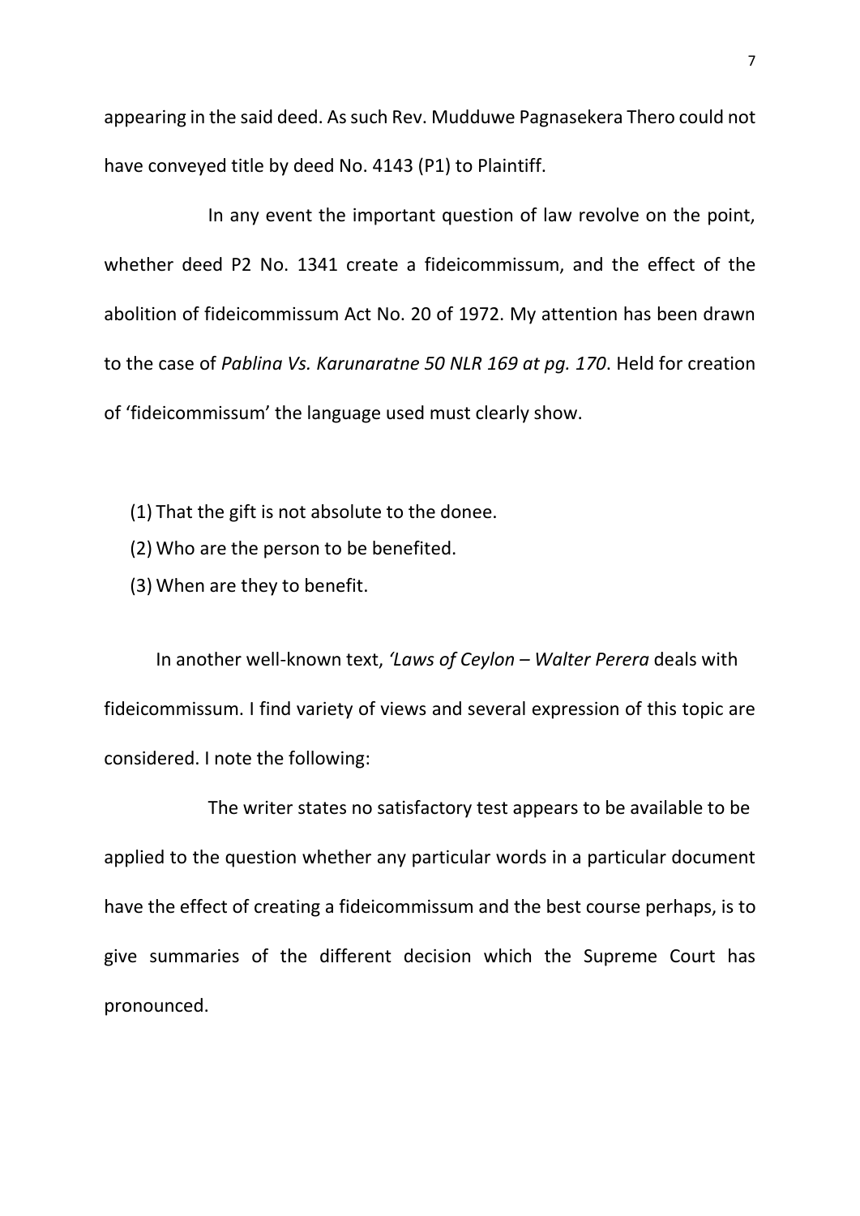appearing in the said deed. As such Rev. Mudduwe Pagnasekera Thero could not have conveyed title by deed No. 4143 (P1) to Plaintiff.

In any event the important question of law revolve on the point, whether deed P2 No. 1341 create a fideicommissum, and the effect of the abolition of fideicommissum Act No. 20 of 1972. My attention has been drawn to the case of *Pablina Vs. Karunaratne 50 NLR 169 at pg. 170*. Held for creation of 'fideicommissum' the language used must clearly show.

(1) That the gift is not absolute to the donee.
(2) Who are the person to be benefited.
(3) When are they to benefit.

In another well-known text, *'Laws of Ceylon – Walter Perera* deals with fideicommissum. I find variety of views and several expression of this topic are considered. I note the following:

The writer states no satisfactory test appears to be available to be applied to the question whether any particular words in a particular document have the effect of creating a fideicommissum and the best course perhaps, is to give summaries of the different decision which the Supreme Court has pronounced.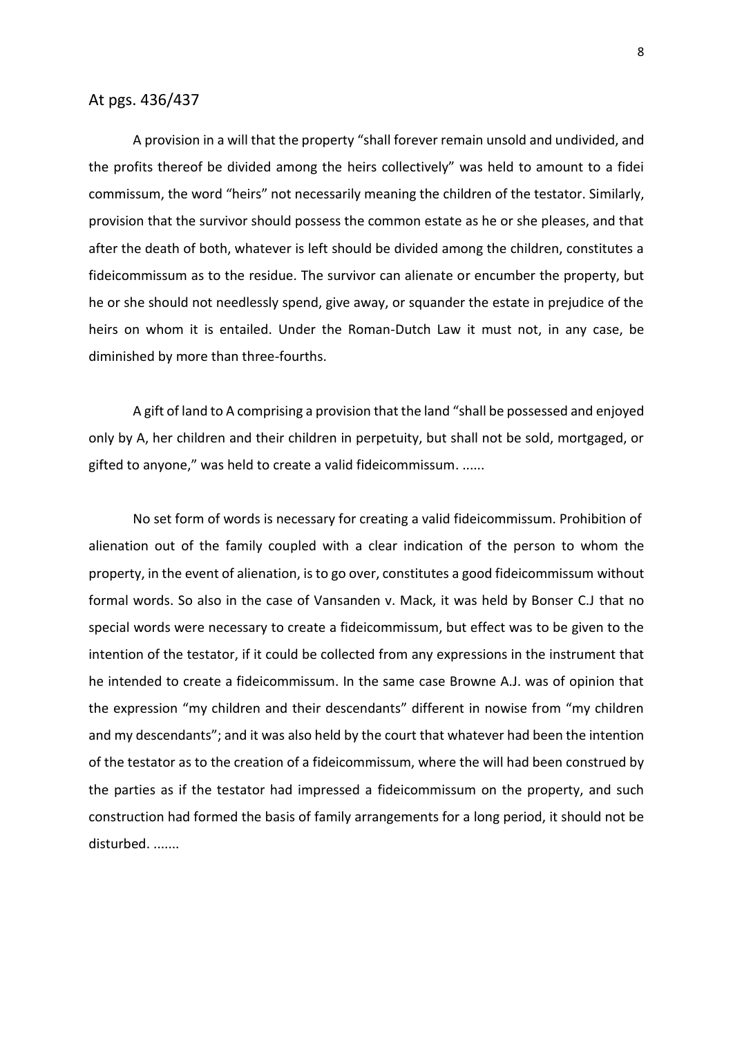At pgs. 436/437

A provision in a will that the property "shall forever remain unsold and undivided, and the profits thereof be divided among the heirs collectively" was held to amount to a fidei commissum, the word "heirs" not necessarily meaning the children of the testator. Similarly, provision that the survivor should possess the common estate as he or she pleases, and that after the death of both, whatever is left should be divided among the children, constitutes a fideicommissum as to the residue. The survivor can alienate or encumber the property, but he or she should not needlessly spend, give away, or squander the estate in prejudice of the heirs on whom it is entailed. Under the Roman-Dutch Law it must not, in any case, be diminished by more than three-fourths.

A gift of land to A comprising a provision that the land "shall be possessed and enjoyed only by A, her children and their children in perpetuity, but shall not be sold, mortgaged, or gifted to anyone," was held to create a valid fideicommissum. ......

No set form of words is necessary for creating a valid fideicommissum. Prohibition of alienation out of the family coupled with a clear indication of the person to whom the property, in the event of alienation, is to go over, constitutes a good fideicommissum without formal words. So also in the case of Vansanden v. Mack, it was held by Bonser C.J that no special words were necessary to create a fideicommissum, but effect was to be given to the intention of the testator, if it could be collected from any expressions in the instrument that he intended to create a fideicommissum. In the same case Browne A.J. was of opinion that the expression "my children and their descendants" different in nowise from "my children and my descendants"; and it was also held by the court that whatever had been the intention of the testator as to the creation of a fideicommissum, where the will had been construed by the parties as if the testator had impressed a fideicommissum on the property, and such construction had formed the basis of family arrangements for a long period, it should not be disturbed. .......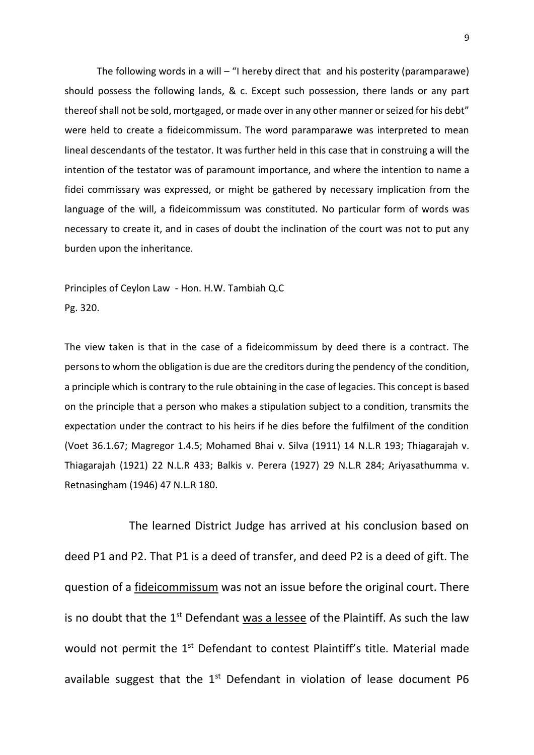The following words in a will – "I hereby direct that  and his posterity (paramparawe) should possess the following lands, & c. Except such possession, there lands or any part thereof shall not be sold, mortgaged, or made over in any other manner or seized for his debt" were held to create a fideicommissum. The word paramparawe was interpreted to mean lineal descendants of the testator. It was further held in this case that in construing a will the intention of the testator was of paramount importance, and where the intention to name a fidei commissary was expressed, or might be gathered by necessary implication from the language of the will, a fideicommissum was constituted. No particular form of words was necessary to create it, and in cases of doubt the inclination of the court was not to put any burden upon the inheritance.

Principles of Ceylon Law - Hon. H.W. Tambiah Q.C
Pg. 320.

The view taken is that in the case of a fideicommissum by deed there is a contract. The persons to whom the obligation is due are the creditors during the pendency of the condition, a principle which is contrary to the rule obtaining in the case of legacies. This concept is based on the principle that a person who makes a stipulation subject to a condition, transmits the expectation under the contract to his heirs if he dies before the fulfilment of the condition (Voet 36.1.67; Magregor 1.4.5; Mohamed Bhai v. Silva (1911) 14 N.L.R 193; Thiagarajah v. Thiagarajah (1921) 22 N.L.R 433; Balkis v. Perera (1927) 29 N.L.R 284; Ariyasathumma v. Retnasingham (1946) 47 N.L.R 180.

The learned District Judge has arrived at his conclusion based on deed P1 and P2. That P1 is a deed of transfer, and deed P2 is a deed of gift. The question of a <u>fideicommissum</u> was not an issue before the original court. There is no doubt that the 1st Defendant <u>was a lessee</u> of the Plaintiff. As such the law would not permit the 1st Defendant to contest Plaintiff's title. Material made available suggest that the 1st Defendant in violation of lease document P6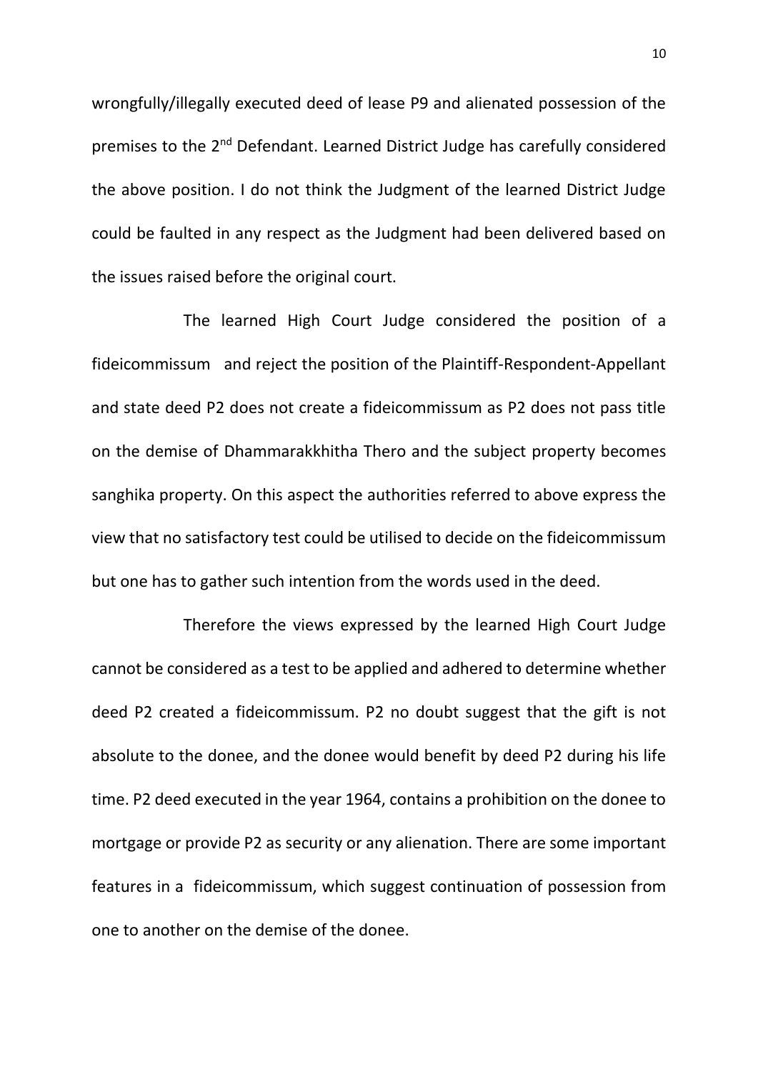wrongfully/illegally executed deed of lease P9 and alienated possession of the premises to the 2nd Defendant. Learned District Judge has carefully considered the above position. I do not think the Judgment of the learned District Judge could be faulted in any respect as the Judgment had been delivered based on the issues raised before the original court.

The learned High Court Judge considered the position of a fideicommissum and reject the position of the Plaintiff-Respondent-Appellant and state deed P2 does not create a fideicommissum as P2 does not pass title on the demise of Dhammarakkhitha Thero and the subject property becomes sanghika property. On this aspect the authorities referred to above express the view that no satisfactory test could be utilised to decide on the fideicommissum but one has to gather such intention from the words used in the deed.

Therefore the views expressed by the learned High Court Judge cannot be considered as a test to be applied and adhered to determine whether deed P2 created a fideicommissum. P2 no doubt suggest that the gift is not absolute to the donee, and the donee would benefit by deed P2 during his life time. P2 deed executed in the year 1964, contains a prohibition on the donee to mortgage or provide P2 as security or any alienation. There are some important features in a fideicommissum, which suggest continuation of possession from one to another on the demise of the donee.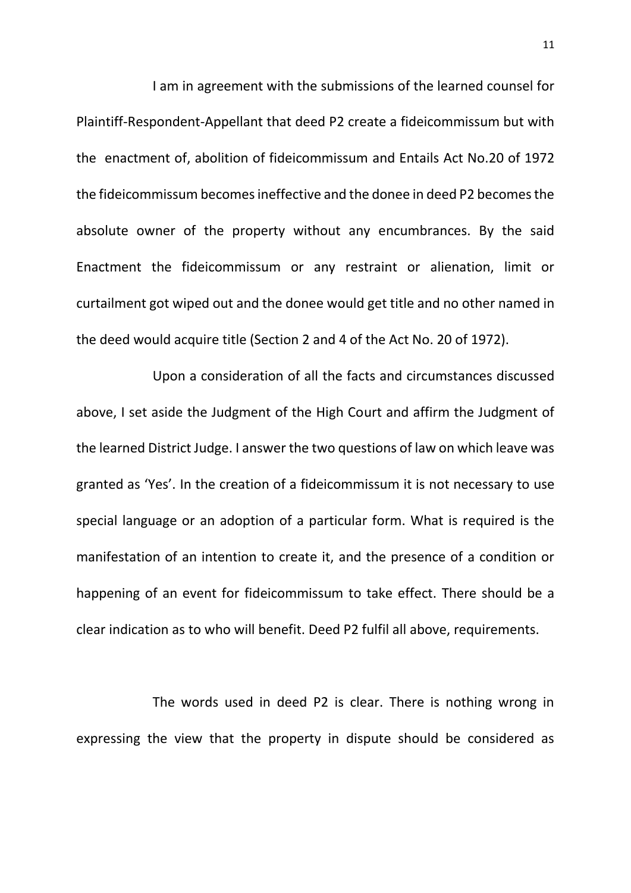I am in agreement with the submissions of the learned counsel for Plaintiff-Respondent-Appellant that deed P2 create a fideicommissum but with the enactment of, abolition of fideicommissum and Entails Act No.20 of 1972 the fideicommissum becomes ineffective and the donee in deed P2 becomes the absolute owner of the property without any encumbrances. By the said Enactment the fideicommissum or any restraint or alienation, limit or curtailment got wiped out and the donee would get title and no other named in the deed would acquire title (Section 2 and 4 of the Act No. 20 of 1972).

Upon a consideration of all the facts and circumstances discussed above, I set aside the Judgment of the High Court and affirm the Judgment of the learned District Judge. I answer the two questions of law on which leave was granted as 'Yes'. In the creation of a fideicommissum it is not necessary to use special language or an adoption of a particular form. What is required is the manifestation of an intention to create it, and the presence of a condition or happening of an event for fideicommissum to take effect. There should be a clear indication as to who will benefit. Deed P2 fulfil all above, requirements.

The words used in deed P2 is clear. There is nothing wrong in expressing the view that the property in dispute should be considered as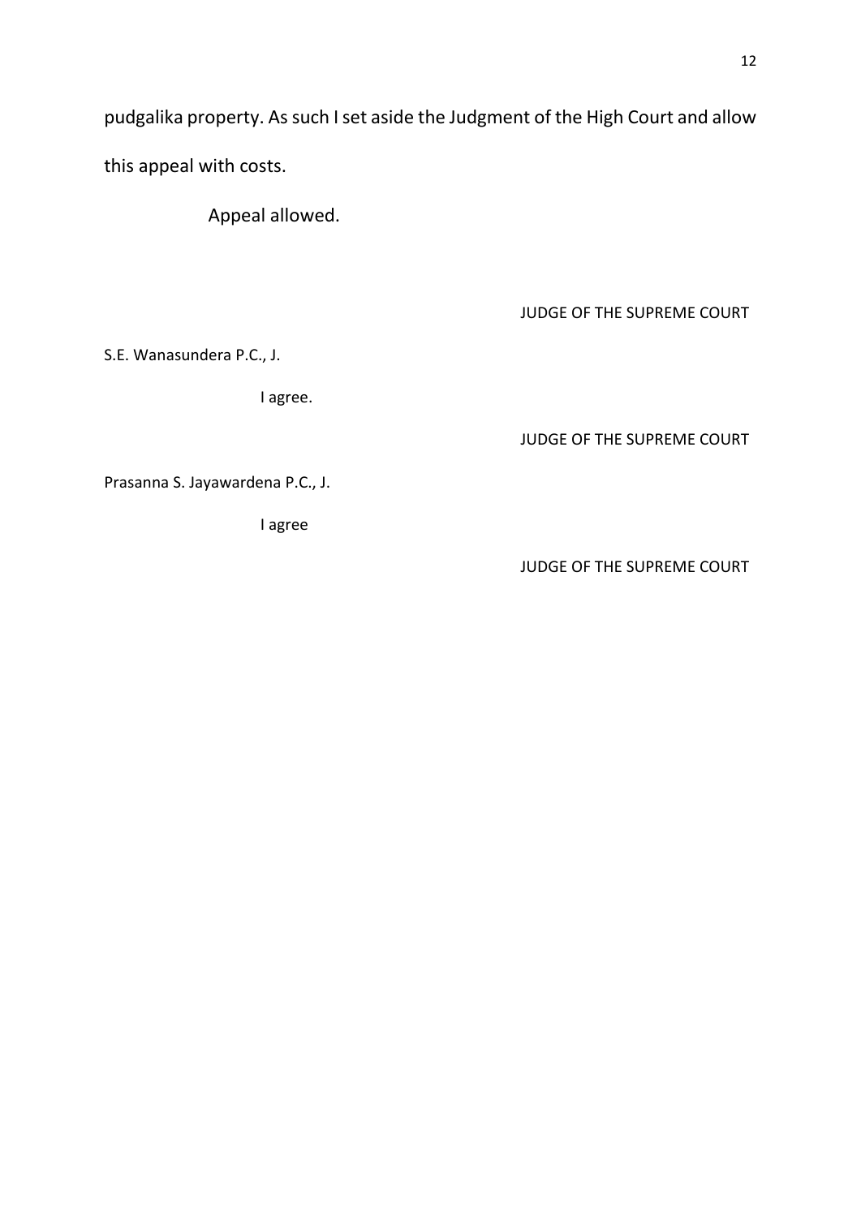pudgalika property. As such I set aside the Judgment of the High Court and allow this appeal with costs.

Appeal allowed.

JUDGE OF THE SUPREME COURT

S.E. Wanasundera P.C., J.

I agree.

JUDGE OF THE SUPREME COURT

Prasanna S. Jayawardena P.C., J.

I agree

JUDGE OF THE SUPREME COURT